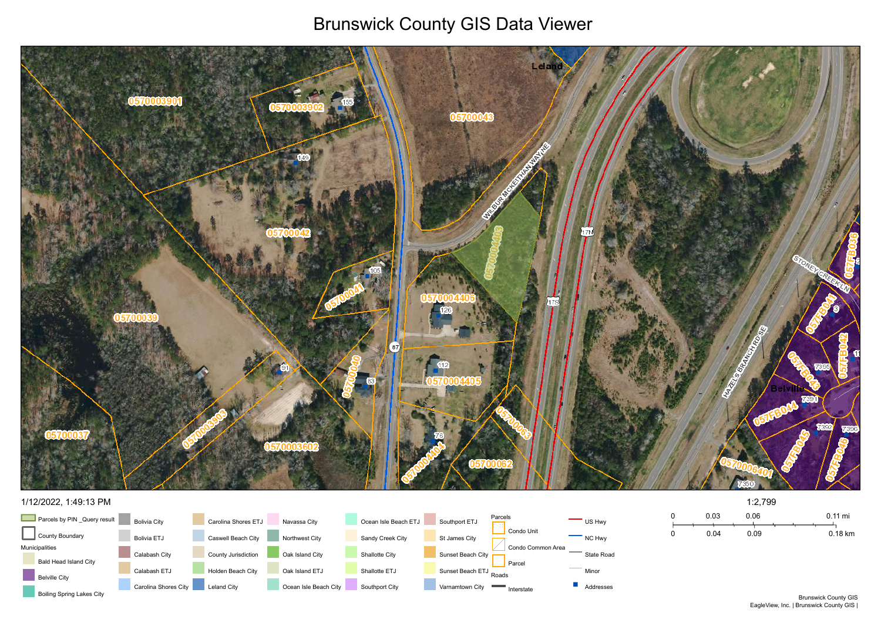# Brunswick County GIS Data Viewer

1/12/2022, 1:49:13 PM

1:2,799

| 0 | 0.03 | 0.06 | 0.11 mi |
|---|---|---|---|
| 0 | 0.04 | 0.09 | 0.18 km |

**Legend**

- Parcels by PIN _Query result
- County Boundary

Municipalities

- Bald Head Island City
- Belville City
- Boiling Spring Lakes City
- Bolivia City
- Bolivia ETJ
- Calabash City
- Calabash ETJ
- Carolina Shores City
- Carolina Shores ETJ
- Caswell Beach City
- County Jurisdiction
- Holden Beach City
- Leland City
- Navassa City
- Northwest City
- Oak Island City
- Oak Island ETJ
- Ocean Isle Beach City
- Ocean Isle Beach ETJ
- Sandy Creek City
- Shallotte City
- Shallotte ETJ
- Southport City
- Southport ETJ
- St James City
- Sunset Beach City
- Sunset Beach ETJ
- Varnamtown City

Parcels

- Condo Unit
- Condo Common Area
- Parcel

Roads

- Interstate
- US Hwy
- NC Hwy
- State Road
- Minor
- Addresses

Brunswick County GIS
EagleView, Inc. | Brunswick County GIS |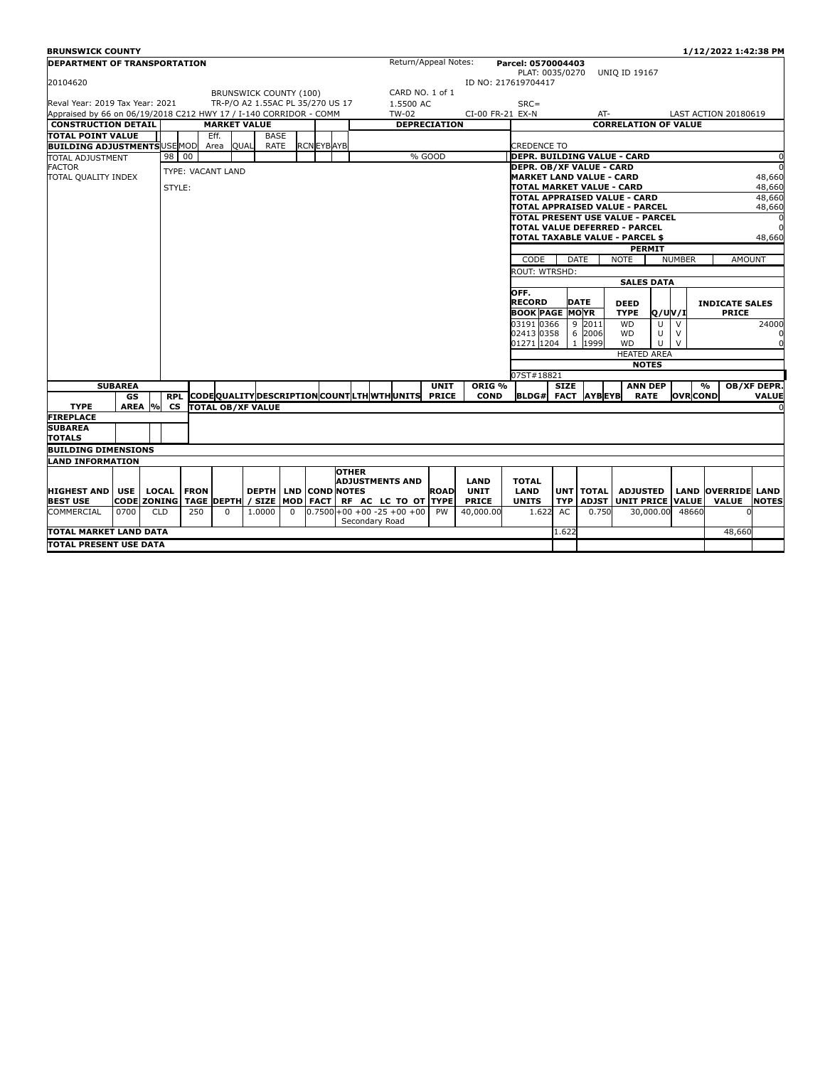**BRUNSWICK COUNTY** 1/12/2022 1:42:38 PM

**DEPARTMENT OF TRANSPORTATION**

20104620

Return/Appeal Notes:

**Parcel: 0570004403**
PLAT: 0035/0270 UNIQ ID 19167
ID NO: 217619704417

BRUNSWICK COUNTY (100)
TR-P/O A2 1.55AC PL 35/270 US 17

CARD NO. 1 of 1
1.5500 AC
TW-02

Reval Year: 2019 Tax Year: 2021

SRC=

Appraised by 66 on 06/19/2018 C212 HWY 17 / I-140 CORRIDOR - COMM CI-00 FR-21 EX-N AT- LAST ACTION 20180619

| CONSTRUCTION DETAIL | | MARKET VALUE | DEPRECIATION | CORRELATION OF VALUE | |
|---|---|---|---|---|---|
| TOTAL POINT VALUE | | | | | |
| BUILDING ADJUSTMENTS | USE MOD 98 00 | Eff. Area / QUAL / BASE RATE / RCN EYB AYB | % GOOD | CREDENCE TO | |
| TOTAL ADJUSTMENT FACTOR | TYPE: VACANT LAND | | | DEPR. BUILDING VALUE - CARD | 0 |
| TOTAL QUALITY INDEX | STYLE: | | | DEPR. OB/XF VALUE - CARD | 0 |
| | | | | MARKET LAND VALUE - CARD | 48,660 |
| | | | | TOTAL MARKET VALUE - CARD | 48,660 |
| | | | | TOTAL APPRAISED VALUE - CARD | 48,660 |
| | | | | TOTAL APPRAISED VALUE - PARCEL | 48,660 |
| | | | | TOTAL PRESENT USE VALUE - PARCEL | 0 |
| | | | | TOTAL VALUE DEFERRED - PARCEL | 0 |
| | | | | TOTAL TAXABLE VALUE - PARCEL $ | 48,660 |

**PERMIT**

| CODE | DATE | NOTE | NUMBER | AMOUNT |
|---|---|---|---|---|

ROUT: WTRSHD:

**SALES DATA**

| OFF. RECORD BOOK | PAGE | DATE MO | YR | DEED TYPE | Q/U | V/I | INDICATE SALES PRICE |
|---|---|---|---|---|---|---|---|
| 03191 | 0366 | 9 | 2011 | WD | U | V | 24000 |
| 02413 | 0358 | 6 | 2006 | WD | U | V | 0 |
| 01271 | 1204 | 1 | 1999 | WD | U | V | 0 |

HEATED AREA

**NOTES**

07ST#18821

| SUBAREA TYPE | GS AREA | % | RPL CS | CODE | QUALITY | DESCRIPTION | COUNT | LTH | WTH | UNITS | UNIT PRICE | ORIG % COND | BLDG# | SIZE FACT | AYB | EYB | ANN DEP RATE | OVR | % COND | OB/XF DEPR. VALUE |
|---|---|---|---|---|---|---|---|---|---|---|---|---|---|---|---|---|---|---|---|---|
| | | | | TOTAL OB/XF VALUE | | | | | | | | | | | | | | | | 0 |
| FIREPLACE | | | | | | | | | | | | | | | | | | | | |
| SUBAREA TOTALS | | | | | | | | | | | | | | | | | | | | |

**BUILDING DIMENSIONS**

**LAND INFORMATION**

| HIGHEST AND BEST USE | USE CODE | LOCAL ZONING | FRONTAGE | DEPTH | DEPTH / SIZE | LND MOD | COND FACT | OTHER ADJUSTMENTS AND NOTES RF AC LC TO OT | ROAD TYPE | LAND UNIT PRICE | TOTAL LAND UNITS | UNIT TYP | TOTAL ADJST | ADJUSTED UNIT PRICE | LAND VALUE | OVERRIDE VALUE | LAND NOTES |
|---|---|---|---|---|---|---|---|---|---|---|---|---|---|---|---|---|---|
| COMMERCIAL | 0700 | CLD | 250 | 0 | 1.0000 | 0 | 0.7500 | +00 +00 -25 +00 +00 Secondary Road | PW | 40,000.00 | 1.622 | AC | 0.750 | 30,000.00 | 48660 | 0 | |
| TOTAL MARKET LAND DATA | | | | | | | | | | | 1.622 | | | | | 48,660 | |
| TOTAL PRESENT USE DATA | | | | | | | | | | | | | | | | | |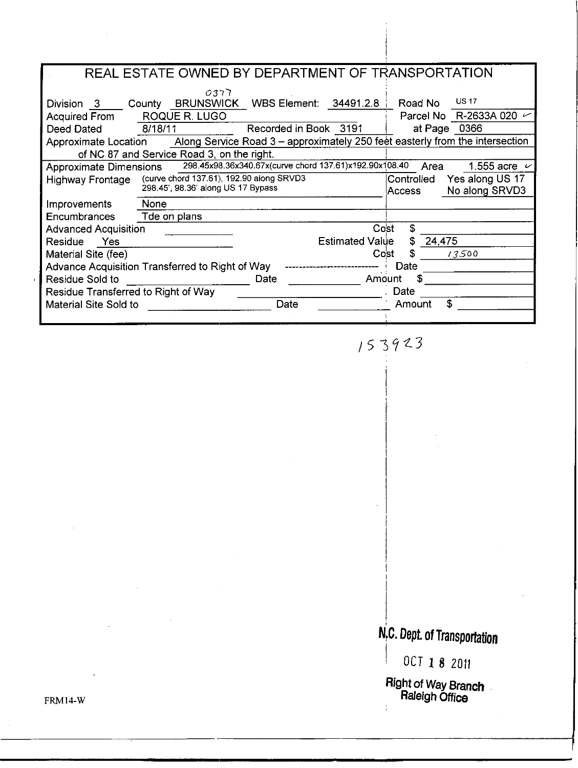# REAL ESTATE OWNED BY DEPARTMENT OF TRANSPORTATION

Division 3 County BRUNSWICK WBS Element: 0377 34491.2.8 Road No US 17

Acquired From ROQUE R. LUGO Parcel No R-2633A 020 ✓

Deed Dated 8/18/11 Recorded in Book 3191 at Page 0366

Approximate Location Along Service Road 3 – approximately 250 feet easterly from the intersection of NC 87 and Service Road 3, on the right.

Approximate Dimensions 298.45x98.36x340.67x(curve chord 137.61)x192.90x108.40 Area 1.555 acre ✓

Highway Frontage (curve chord 137.61), 192.90 along SRVD3 298.45', 98.36' along US 17 Bypass

Controlled Access Yes along US 17 No along SRVD3

Improvements None

Encumbrances Tde on plans

Advanced Acquisition ______ Cost $ ______

Residue Yes Estimated Value $ 24,475

Material Site (fee) Cost $ 13500

Advance Acquisition Transferred to Right of Way ---------------- Date ______

Residue Sold to ______ Date ______ Amount $ ______

Residue Transferred to Right of Way ______ Date ______

Material Site Sold to ______ Date ______ Amount $ ______

153923

N.C. Dept. of Transportation

OCT 18 2011

Right of Way Branch
Raleigh Office

FRM14-W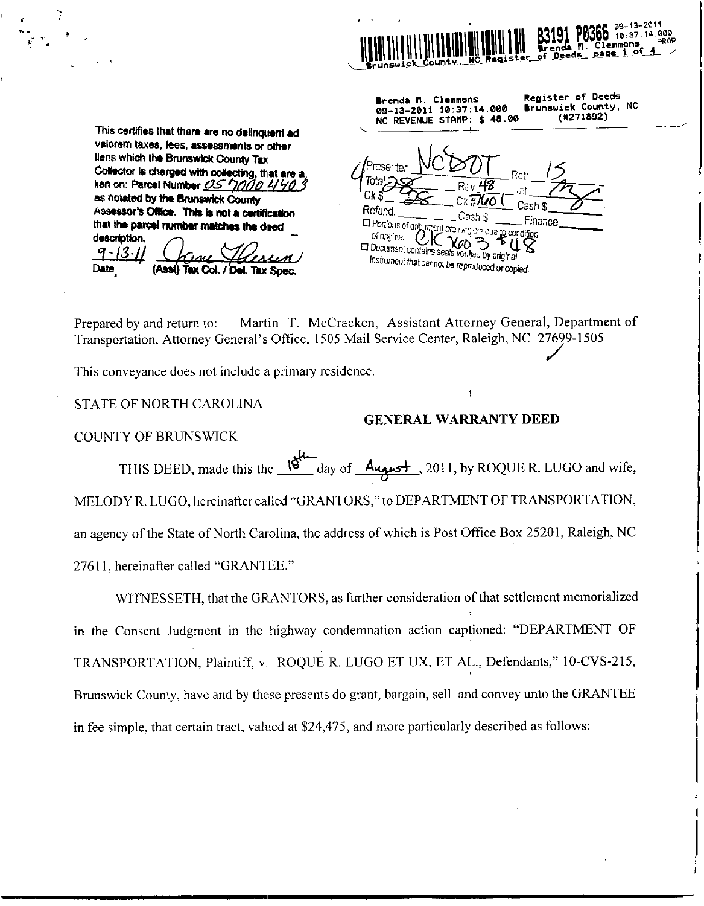B3191 P0366 09-13-2011 10:37:14.000 Brenda M. Clemmons PROP
Brunswick County, NC Register of Deeds page 1 of 4

Brenda M. Clemmons Register of Deeds
09-13-2011 10:37:14.000 Brunswick County, NC
NC REVENUE STAMP: $ 48.00 (#271892)

This certifies that there are no delinquent ad valorem taxes, fees, assessments or other liens which the Brunswick County Tax Collector is charged with collecting, that are a lien on: Parcel Number 05700044403 as notated by the Brunswick County Assessor's Office. This is not a certification that the parcel number matches the deed description.

9-13-11
Date (Asst) Tax Col. / Del. Tax Spec.

Presenter NCDOT Rct: 15
Total 28 Rev 48 Int.
Ck $ 28 Ck #7601 Cash $ 0
Refund: Cash $ Finance
☐ Portions of document are illegible due to condition of original. CK 7603 $48
☐ Document contains seals verified by original instrument that cannot be reproduced or copied.

Prepared by and return to: Martin T. McCracken, Assistant Attorney General, Department of Transportation, Attorney General's Office, 1505 Mail Service Center, Raleigh, NC 27699-1505

This conveyance does not include a primary residence.

STATE OF NORTH CAROLINA

**GENERAL WARRANTY DEED**

COUNTY OF BRUNSWICK

THIS DEED, made this the 18th day of August, 2011, by ROQUE R. LUGO and wife, MELODY R. LUGO, hereinafter called "GRANTORS," to DEPARTMENT OF TRANSPORTATION, an agency of the State of North Carolina, the address of which is Post Office Box 25201, Raleigh, NC 27611, hereinafter called "GRANTEE."

WITNESSETH, that the GRANTORS, as further consideration of that settlement memorialized in the Consent Judgment in the highway condemnation action captioned: "DEPARTMENT OF TRANSPORTATION, Plaintiff, v. ROQUE R. LUGO ET UX, ET AL., Defendants," 10-CVS-215, Brunswick County, have and by these presents do grant, bargain, sell and convey unto the GRANTEE in fee simple, that certain tract, valued at $24,475, and more particularly described as follows: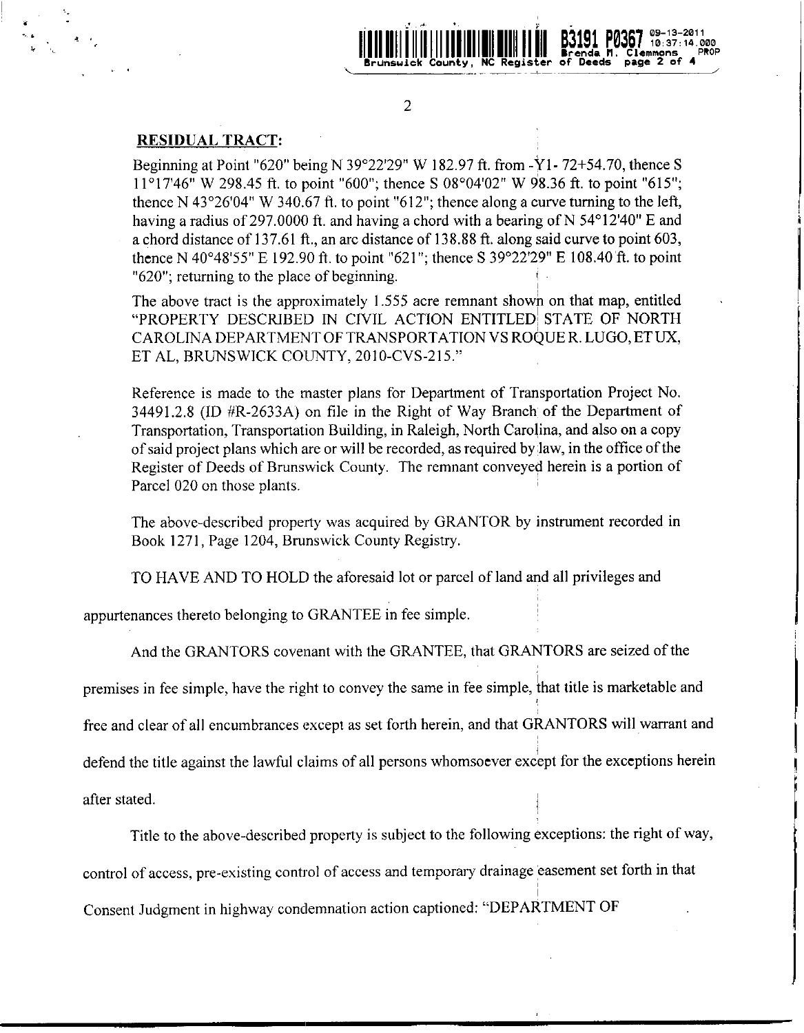## RESIDUAL TRACT:

Beginning at Point "620" being N 39°22'29" W 182.97 ft. from -Y1- 72+54.70, thence S 11°17'46" W 298.45 ft. to point "600"; thence S 08°04'02" W 98.36 ft. to point "615"; thence N 43°26'04" W 340.67 ft. to point "612"; thence along a curve turning to the left, having a radius of 297.0000 ft. and having a chord with a bearing of N 54°12'40" E and a chord distance of 137.61 ft., an arc distance of 138.88 ft. along said curve to point 603, thence N 40°48'55" E 192.90 ft. to point "621"; thence S 39°22'29" E 108.40 ft. to point "620"; returning to the place of beginning.

The above tract is the approximately 1.555 acre remnant shown on that map, entitled "PROPERTY DESCRIBED IN CIVIL ACTION ENTITLED STATE OF NORTH CAROLINA DEPARTMENT OF TRANSPORTATION VS ROQUE R. LUGO, ET UX, ET AL, BRUNSWICK COUNTY, 2010-CVS-215."

Reference is made to the master plans for Department of Transportation Project No. 34491.2.8 (ID #R-2633A) on file in the Right of Way Branch of the Department of Transportation, Transportation Building, in Raleigh, North Carolina, and also on a copy of said project plans which are or will be recorded, as required by law, in the office of the Register of Deeds of Brunswick County. The remnant conveyed herein is a portion of Parcel 020 on those plants.

The above-described property was acquired by GRANTOR by instrument recorded in Book 1271, Page 1204, Brunswick County Registry.

TO HAVE AND TO HOLD the aforesaid lot or parcel of land and all privileges and appurtenances thereto belonging to GRANTEE in fee simple.

And the GRANTORS covenant with the GRANTEE, that GRANTORS are seized of the premises in fee simple, have the right to convey the same in fee simple, that title is marketable and free and clear of all encumbrances except as set forth herein, and that GRANTORS will warrant and defend the title against the lawful claims of all persons whomsoever except for the exceptions herein after stated.

Title to the above-described property is subject to the following exceptions: the right of way, control of access, pre-existing control of access and temporary drainage easement set forth in that Consent Judgment in highway condemnation action captioned: "DEPARTMENT OF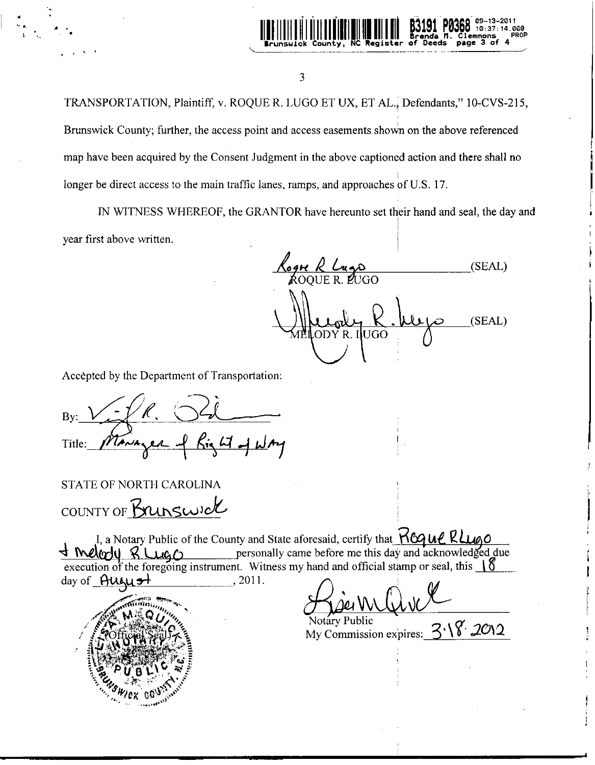TRANSPORTATION, Plaintiff, v. ROQUE R. LUGO ET UX, ET AL., Defendants," 10-CVS-215, Brunswick County; further, the access point and access easements shown on the above referenced map have been acquired by the Consent Judgment in the above captioned action and there shall no longer be direct access to the main traffic lanes, ramps, and approaches of U.S. 17.

IN WITNESS WHEREOF, the GRANTOR have hereunto set their hand and seal, the day and year first above written.

Roque R Lugo _____________ (SEAL)
ROQUE R. LUGO

Melody R. Lugo _____________ (SEAL)
MELODY R. LUGO

Accepted by the Department of Transportation:

By: ______________________

Title: Manager of Right of Way

STATE OF NORTH CAROLINA
COUNTY OF Brunswick

I, a Notary Public of the County and State aforesaid, certify that Roque R Lugo & Melody R Lugo personally came before me this day and acknowledged due execution of the foregoing instrument. Witness my hand and official stamp or seal, this 18 day of August, 2011.

(Official Seal) LISA M. QUICK NOTARY PUBLIC BRUNSWICK COUNTY, N.C.

______________________
Notary Public
My Commission expires: 3·18·2012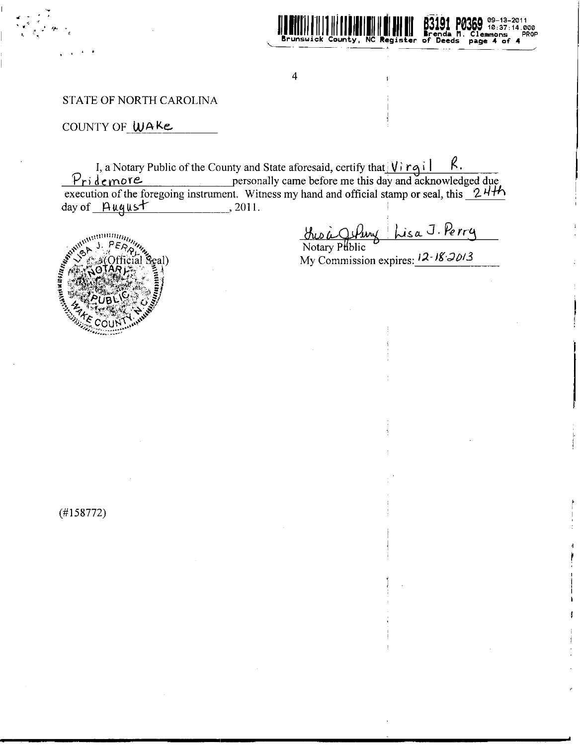STATE OF NORTH CAROLINA

COUNTY OF Wake

I, a Notary Public of the County and State aforesaid, certify that Virgil R. Pridemore personally came before me this day and acknowledged due execution of the foregoing instrument. Witness my hand and official stamp or seal, this 24th day of August, 2011.

(Official Seal)

LISA J. PERRY NOTARY PUBLIC WAKE COUNTY, N.C.

Lisa J. Perry
Notary Public
My Commission expires: 12-18-2013

(#158772)